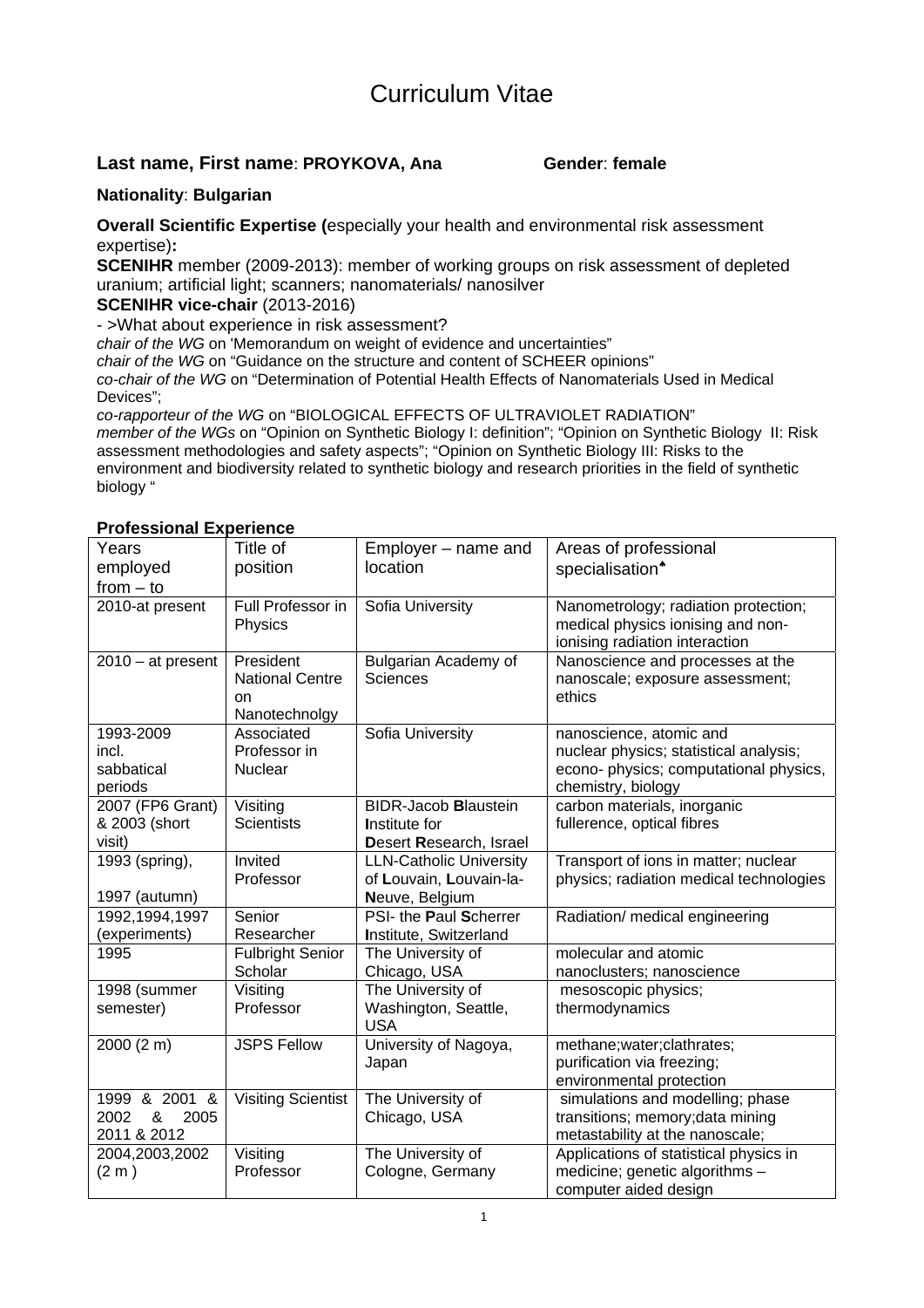# Curriculum Vitae

**Last name, First name**: **PROYKOVA, Ana** **Gender**: **female**

**Nationality**: **Bulgarian**

**Overall Scientific Expertise (**especially your health and environmental risk assessment expertise)**:**

**SCENIHR** member (2009-2013): member of working groups on risk assessment of depleted uranium; artificial light; scanners; nanomaterials/ nanosilver

**SCENIHR vice-chair** (2013-2016)

- >What about experience in risk assessment?

*chair of the WG* on 'Memorandum on weight of evidence and uncertainties"

*chair of the WG* on "Guidance on the structure and content of SCHEER opinions"

*co-chair of the WG* on "Determination of Potential Health Effects of Nanomaterials Used in Medical Devices";

*co-rapporteur of the WG* on "BIOLOGICAL EFFECTS OF ULTRAVIOLET RADIATION"

*member of the WGs* on "Opinion on Synthetic Biology I: definition"; "Opinion on Synthetic Biology II: Risk assessment methodologies and safety aspects"; "Opinion on Synthetic Biology III: Risks to the environment and biodiversity related to synthetic biology and research priorities in the field of synthetic biology "

**Professional Experience**

| Years employed from – to | Title of position | Employer – name and location | Areas of professional specialisation[♣] |
|---|---|---|---|
| 2010-at present | Full Professor in Physics | Sofia University | Nanometrology; radiation protection; medical physics ionising and non-ionising radiation interaction |
| 2010 – at present | President National Centre on Nanotechnolgy | Bulgarian Academy of Sciences | Nanoscience and processes at the nanoscale; exposure assessment; ethics |
| 1993-2009 incl. sabbatical periods | Associated Professor in Nuclear | Sofia University | nanoscience, atomic and nuclear physics; statistical analysis; econo- physics; computational physics, chemistry, biology |
| 2007 (FP6 Grant) & 2003 (short visit) | Visiting Scientists | BIDR-Jacob **B**laustein **I**nstitute for **D**esert **R**esearch, Israel | carbon materials, inorganic fullerence, optical fibres |
| 1993 (spring), 1997 (autumn) | Invited Professor | LLN-Catholic University of **L**ouvain, **L**ouvain-la-**N**euve, Belgium | Transport of ions in matter; nuclear physics; radiation medical technologies |
| 1992,1994,1997 (experiments) | Senior Researcher | PSI- the **P**aul **S**cherrer **I**nstitute, Switzerland | Radiation/ medical engineering |
| 1995 | Fulbright Senior Scholar | The University of Chicago, USA | molecular and atomic nanoclusters; nanoscience |
| 1998 (summer semester) | Visiting Professor | The University of Washington, Seattle, USA | mesoscopic physics; thermodynamics |
| 2000 (2 m) | JSPS Fellow | University of Nagoya, Japan | methane;water;clathrates; purification via freezing; environmental protection |
| 1999 & 2001 & 2002 & 2005 2011 & 2012 | Visiting Scientist | The University of Chicago, USA | simulations and modelling; phase transitions; memory;data mining metastability at the nanoscale; |
| 2004,2003,2002 (2 m ) | Visiting Professor | The University of Cologne, Germany | Applications of statistical physics in medicine; genetic algorithms – computer aided design |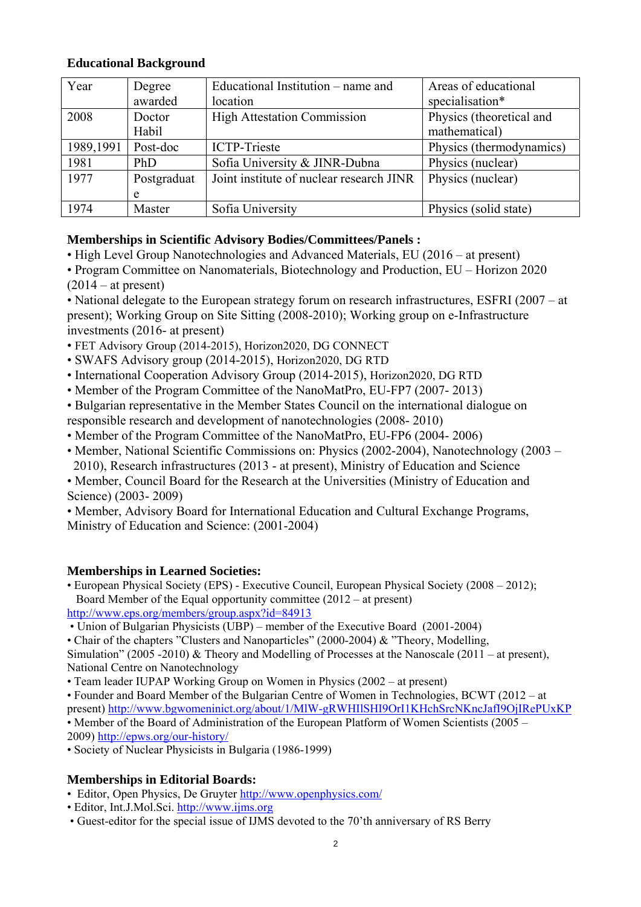**Educational Background**

| Year | Degree awarded | Educational Institution – name and location | Areas of educational specialisation* |
|---|---|---|---|
| 2008 | Doctor Habil | High Attestation Commission | Physics (theoretical and mathematical) |
| 1989,1991 | Post-doc | ICTP-Trieste | Physics (thermodynamics) |
| 1981 | PhD | Sofia University & JINR-Dubna | Physics (nuclear) |
| 1977 | Postgraduate | Joint institute of nuclear research JINR | Physics (nuclear) |
| 1974 | Master | Sofia University | Physics (solid state) |

**Memberships in Scientific Advisory Bodies/Committees/Panels :**

- High Level Group Nanotechnologies and Advanced Materials, EU (2016 – at present)
- Program Committee on Nanomaterials, Biotechnology and Production, EU – Horizon 2020 (2014 – at present)
- National delegate to the European strategy forum on research infrastructures, ESFRI (2007 – at present); Working Group on Site Sitting (2008-2010); Working group on e-Infrastructure investments (2016- at present)
- FET Advisory Group (2014-2015), Horizon2020, DG CONNECT
- SWAFS Advisory group (2014-2015), Horizon2020, DG RTD
- International Cooperation Advisory Group (2014-2015), Horizon2020, DG RTD
- Member of the Program Committee of the NanoMatPro, EU-FP7 (2007- 2013)
- Bulgarian representative in the Member States Council on the international dialogue on responsible research and development of nanotechnologies (2008- 2010)
- Member of the Program Committee of the NanoMatPro, EU-FP6 (2004- 2006)
- Member, National Scientific Commissions on: Physics (2002-2004), Nanotechnology (2003 – 2010), Research infrastructures (2013 - at present), Ministry of Education and Science
- Member, Council Board for the Research at the Universities (Ministry of Education and Science) (2003- 2009)
- Member, Advisory Board for International Education and Cultural Exchange Programs, Ministry of Education and Science: (2001-2004)

**Memberships in Learned Societies:**

- European Physical Society (EPS) - Executive Council, European Physical Society (2008 – 2012); Board Member of the Equal opportunity committee (2012 – at present) http://www.eps.org/members/group.aspx?id=84913
- Union of Bulgarian Physicists (UBP) – member of the Executive Board (2001-2004)
- Chair of the chapters "Clusters and Nanoparticles" (2000-2004) & "Theory, Modelling, Simulation" (2005 -2010) & Theory and Modelling of Processes at the Nanoscale (2011 – at present), National Centre on Nanotechnology
- Team leader IUPAP Working Group on Women in Physics (2002 – at present)
- Founder and Board Member of the Bulgarian Centre of Women in Technologies, BCWT (2012 – at present) http://www.bgwomeninict.org/about/1/MlW-gRWHIlSHI9OrI1KHchSrcNKncJafI9OjIRePUxKP
- Member of the Board of Administration of the European Platform of Women Scientists (2005 – 2009) http://epws.org/our-history/
- Society of Nuclear Physicists in Bulgaria (1986-1999)

**Memberships in Editorial Boards:**

- Editor, Open Physics, De Gruyter http://www.openphysics.com/
- Editor, Int.J.Mol.Sci. http://www.ijms.org
- Guest-editor for the special issue of IJMS devoted to the 70'th anniversary of RS Berry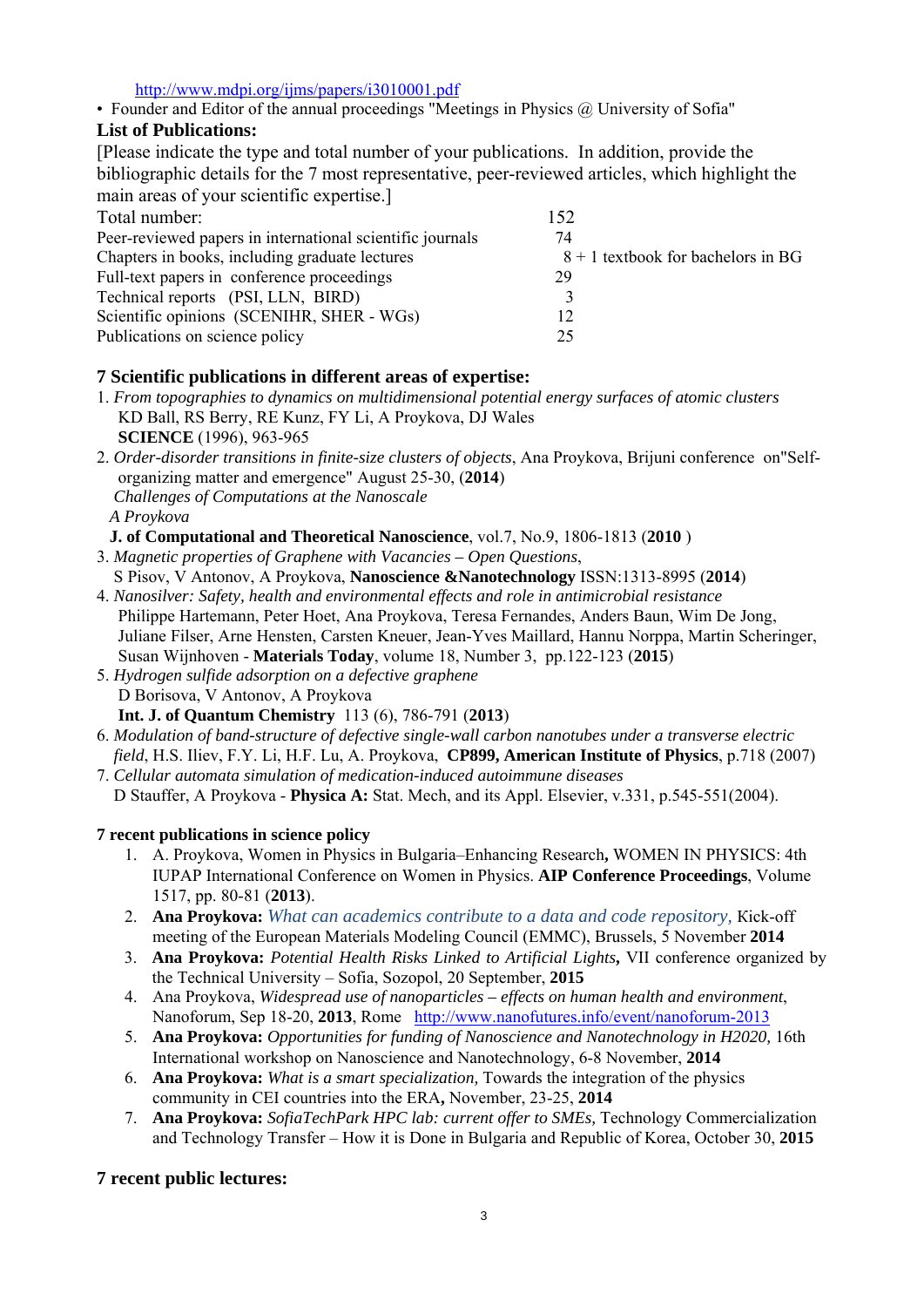http://www.mdpi.org/ijms/papers/i3010001.pdf

- Founder and Editor of the annual proceedings "Meetings in Physics @ University of Sofia"

### List of Publications:

[Please indicate the type and total number of your publications. In addition, provide the bibliographic details for the 7 most representative, peer-reviewed articles, which highlight the main areas of your scientific expertise.]

| | |
|---|---|
| Total number: | 152 |
| Peer-reviewed papers in international scientific journals | 74 |
| Chapters in books, including graduate lectures | 8 + 1 textbook for bachelors in BG |
| Full-text papers in conference proceedings | 29 |
| Technical reports (PSI, LLN, BIRD) | 3 |
| Scientific opinions (SCENIHR, SHER - WGs) | 12 |
| Publications on science policy | 25 |

### 7 Scientific publications in different areas of expertise:

1. *From topographies to dynamics on multidimensional potential energy surfaces of atomic clusters*
   KD Ball, RS Berry, RE Kunz, FY Li, A Proykova, DJ Wales
   **SCIENCE** (1996), 963-965
2. *Order-disorder transitions in finite-size clusters of objects*, Ana Proykova, Brijuni conference on"Self-organizing matter and emergence" August 25-30, (**2014**)
   *Challenges of Computations at the Nanoscale*
   *A Proykova*
   **J. of Computational and Theoretical Nanoscience**, vol.7, No.9, 1806-1813 (**2010** )
3. *Magnetic properties of Graphene with Vacancies – Open Questions*,
   S Pisov, V Antonov, A Proykova, **Nanoscience &Nanotechnology** ISSN:1313-8995 (**2014**)
4. *Nanosilver: Safety, health and environmental effects and role in antimicrobial resistance*
   Philippe Hartemann, Peter Hoet, Ana Proykova, Teresa Fernandes, Anders Baun, Wim De Jong, Juliane Filser, Arne Hensten, Carsten Kneuer, Jean-Yves Maillard, Hannu Norppa, Martin Scheringer, Susan Wijnhoven - **Materials Today**, volume 18, Number 3, pp.122-123 (**2015**)
5. *Hydrogen sulfide adsorption on a defective graphene*
   D Borisova, V Antonov, A Proykova
   **Int. J. of Quantum Chemistry** 113 (6), 786-791 (**2013**)
6. *Modulation of band-structure of defective single-wall carbon nanotubes under a transverse electric field*, H.S. Iliev, F.Y. Li, H.F. Lu, A. Proykova, **CP899, American Institute of Physics**, p.718 (2007)
7. *Cellular automata simulation of medication-induced autoimmune diseases*
   D Stauffer, A Proykova - **Physica A:** Stat. Mech, and its Appl. Elsevier, v.331, p.545-551(2004).

### 7 recent publications in science policy

1. A. Proykova, Women in Physics in Bulgaria–Enhancing Research**,** WOMEN IN PHYSICS: 4th IUPAP International Conference on Women in Physics. **AIP Conference Proceedings**, Volume 1517, pp. 80-81 (**2013**).
2. **Ana Proykova:** *What can academics contribute to a data and code repository,* Kick-off meeting of the European Materials Modeling Council (EMMC), Brussels, 5 November **2014**
3. **Ana Proykova:** *Potential Health Risks Linked to Artificial Lights***,** VII conference organized by the Technical University – Sofia, Sozopol, 20 September, **2015**
4. Ana Proykova, *Widespread use of nanoparticles – effects on human health and environment*, Nanoforum, Sep 18-20, **2013**, Rome http://www.nanofutures.info/event/nanoforum-2013
5. **Ana Proykova:** *Opportunities for funding of Nanoscience and Nanotechnology in H2020,* 16th International workshop on Nanoscience and Nanotechnology, 6-8 November, **2014**
6. **Ana Proykova:** *What is a smart specialization,* Towards the integration of the physics community in CEI countries into the ERA**,** November, 23-25, **2014**
7. **Ana Proykova:** *SofiaTechPark HPC lab: current offer to SMEs,* Technology Commercialization and Technology Transfer – How it is Done in Bulgaria and Republic of Korea, October 30, **2015**

### 7 recent public lectures: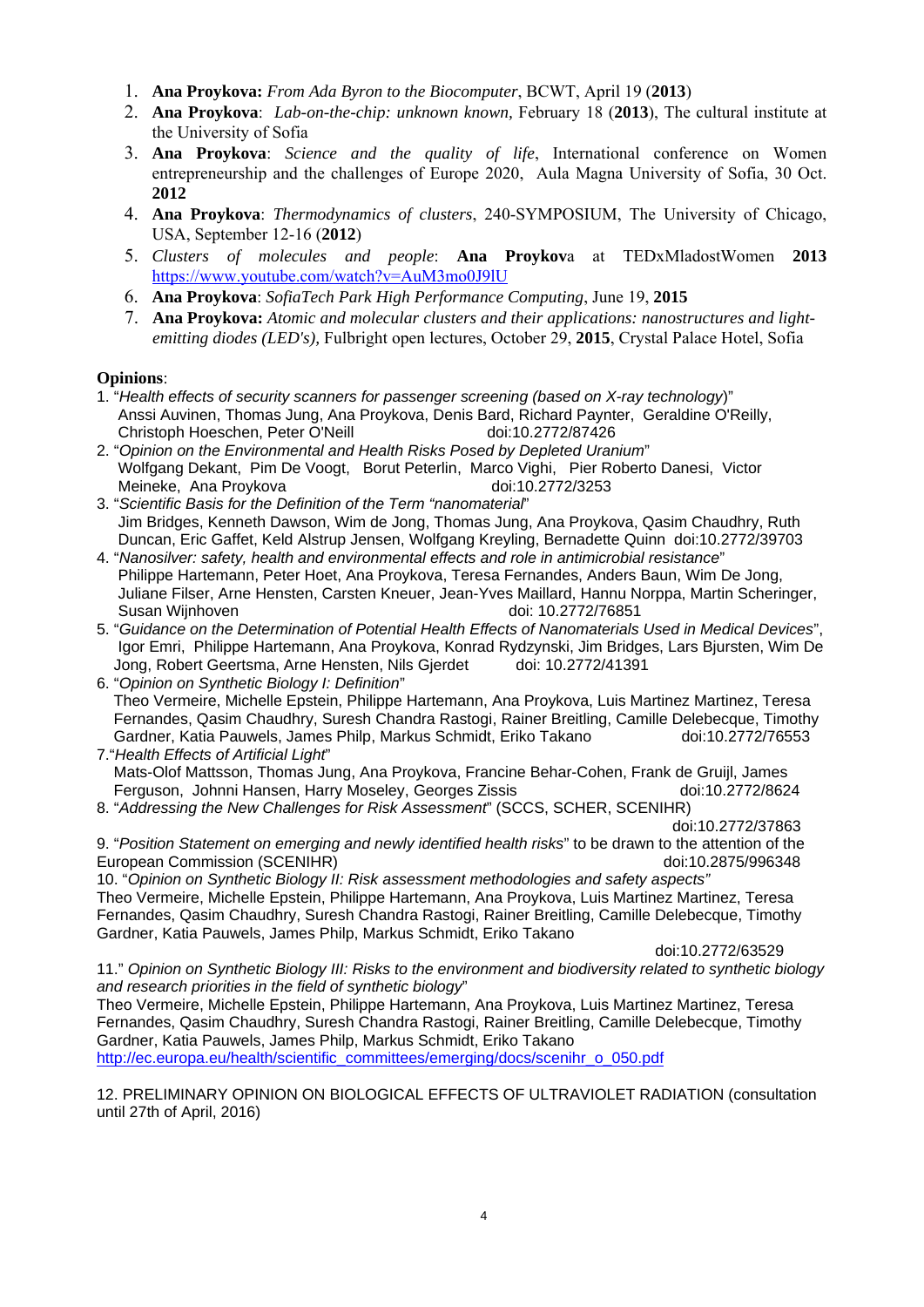1. **Ana Proykova:** *From Ada Byron to the Biocomputer*, BCWT, April 19 (**2013**)
2. **Ana Proykova**: *Lab-on-the-chip: unknown known,* February 18 (**2013**), The cultural institute at the University of Sofia
3. **Ana Proykova**: *Science and the quality of life*, International conference on Women entrepreneurship and the challenges of Europe 2020, Aula Magna University of Sofia, 30 Oct. **2012**
4. **Ana Proykova**: *Thermodynamics of clusters*, 240-SYMPOSIUM, The University of Chicago, USA, September 12-16 (**2012**)
5. *Clusters of molecules and people*: **Ana Proykov**a at TEDxMladostWomen **2013** https://www.youtube.com/watch?v=AuM3mo0J9lU
6. **Ana Proykova**: *SofiaTech Park High Performance Computing*, June 19, **2015**
7. **Ana Proykova:** *Atomic and molecular clusters and their applications: nanostructures and light-emitting diodes (LED's),* Fulbright open lectures, October 29, **2015**, Crystal Palace Hotel, Sofia

**Opinions**:

1. "*Health effects of security scanners for passenger screening (based on X-ray technology)*" Anssi Auvinen, Thomas Jung, Ana Proykova, Denis Bard, Richard Paynter, Geraldine O'Reilly, Christoph Hoeschen, Peter O'Neill doi:10.2772/87426
2. "*Opinion on the Environmental and Health Risks Posed by Depleted Uranium*" Wolfgang Dekant, Pim De Voogt, Borut Peterlin, Marco Vighi, Pier Roberto Danesi, Victor Meineke, Ana Proykova doi:10.2772/3253
3. "*Scientific Basis for the Definition of the Term "nanomaterial*" Jim Bridges, Kenneth Dawson, Wim de Jong, Thomas Jung, Ana Proykova, Qasim Chaudhry, Ruth Duncan, Eric Gaffet, Keld Alstrup Jensen, Wolfgang Kreyling, Bernadette Quinn doi:10.2772/39703
4. "*Nanosilver: safety, health and environmental effects and role in antimicrobial resistance*" Philippe Hartemann, Peter Hoet, Ana Proykova, Teresa Fernandes, Anders Baun, Wim De Jong, Juliane Filser, Arne Hensten, Carsten Kneuer, Jean-Yves Maillard, Hannu Norppa, Martin Scheringer, Susan Wijnhoven doi: 10.2772/76851
5. "*Guidance on the Determination of Potential Health Effects of Nanomaterials Used in Medical Devices*", Igor Emri, Philippe Hartemann, Ana Proykova, Konrad Rydzynski, Jim Bridges, Lars Bjursten, Wim De Jong, Robert Geertsma, Arne Hensten, Nils Gjerdet doi: 10.2772/41391
6. "*Opinion on Synthetic Biology I: Definition*" Theo Vermeire, Michelle Epstein, Philippe Hartemann, Ana Proykova, Luis Martinez Martinez, Teresa Fernandes, Qasim Chaudhry, Suresh Chandra Rastogi, Rainer Breitling, Camille Delebecque, Timothy Gardner, Katia Pauwels, James Philp, Markus Schmidt, Eriko Takano doi:10.2772/76553
7. "*Health Effects of Artificial Light*" Mats-Olof Mattsson, Thomas Jung, Ana Proykova, Francine Behar-Cohen, Frank de Gruijl, James Ferguson, Johnni Hansen, Harry Moseley, Georges Zissis doi:10.2772/8624
8. "*Addressing the New Challenges for Risk Assessment*" (SCCS, SCHER, SCENIHR) doi:10.2772/37863
9. "*Position Statement on emerging and newly identified health risks*" to be drawn to the attention of the European Commission (SCENIHR) doi:10.2875/996348
10. "*Opinion on Synthetic Biology II: Risk assessment methodologies and safety aspects"* Theo Vermeire, Michelle Epstein, Philippe Hartemann, Ana Proykova, Luis Martinez Martinez, Teresa Fernandes, Qasim Chaudhry, Suresh Chandra Rastogi, Rainer Breitling, Camille Delebecque, Timothy Gardner, Katia Pauwels, James Philp, Markus Schmidt, Eriko Takano doi:10.2772/63529
11. " *Opinion on Synthetic Biology III: Risks to the environment and biodiversity related to synthetic biology and research priorities in the field of synthetic biology*" Theo Vermeire, Michelle Epstein, Philippe Hartemann, Ana Proykova, Luis Martinez Martinez, Teresa Fernandes, Qasim Chaudhry, Suresh Chandra Rastogi, Rainer Breitling, Camille Delebecque, Timothy Gardner, Katia Pauwels, James Philp, Markus Schmidt, Eriko Takano http://ec.europa.eu/health/scientific_committees/emerging/docs/scenihr_o_050.pdf
12. PRELIMINARY OPINION ON BIOLOGICAL EFFECTS OF ULTRAVIOLET RADIATION (consultation until 27th of April, 2016)